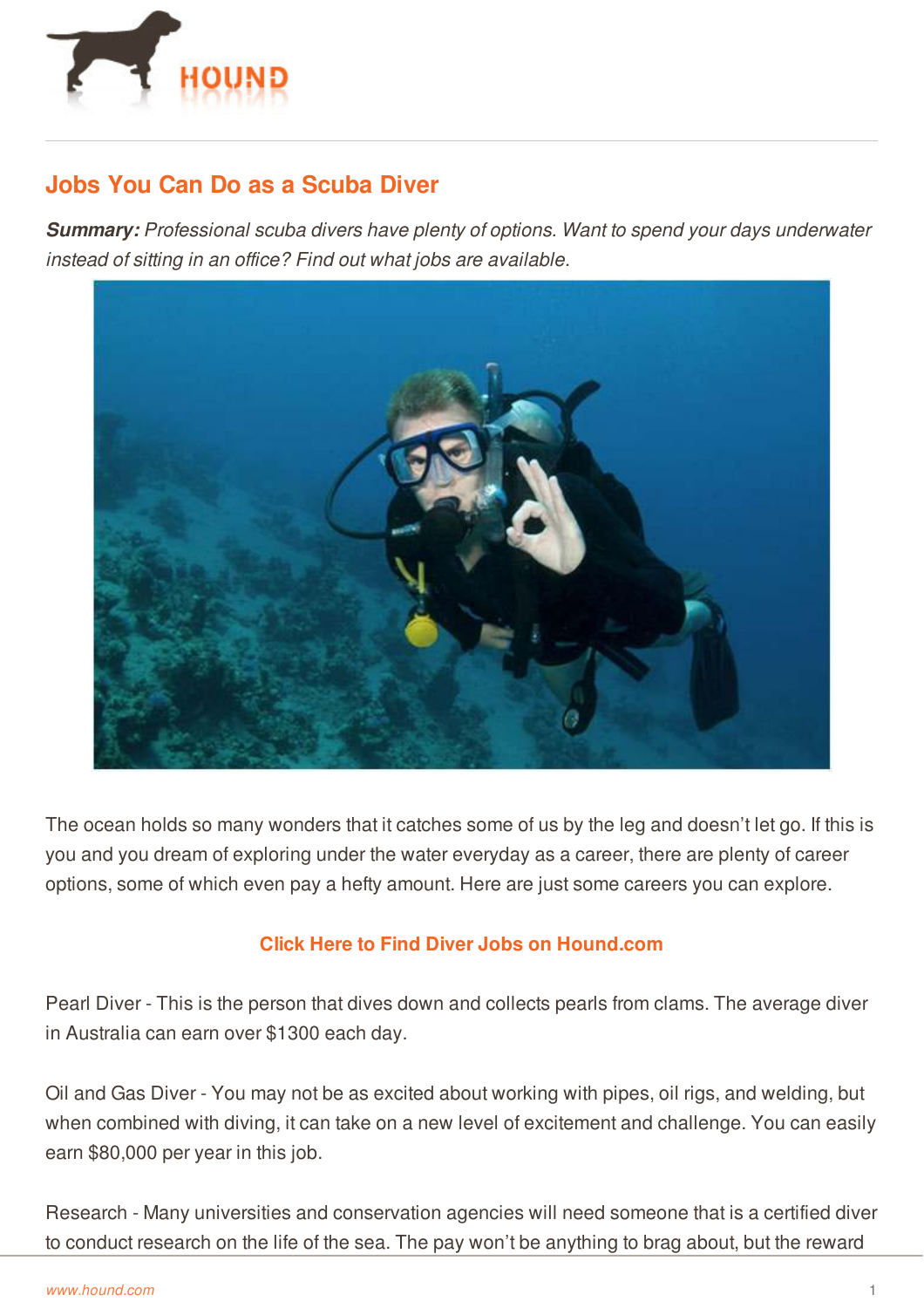# Jobs You Can Do as a Scuba Diver

***Summary:** Professional scuba divers have plenty of options. Want to spend your days underwater instead of sitting in an office? Find out what jobs are available.*

The ocean holds so many wonders that it catches some of us by the leg and doesn't let go. If this is you and you dream of exploring under the water everyday as a career, there are plenty of career options, some of which even pay a hefty amount. Here are just some careers you can explore.

**Click Here to Find Diver Jobs on Hound.com**

Pearl Diver - This is the person that dives down and collects pearls from clams. The average diver in Australia can earn over $1300 each day.

Oil and Gas Diver - You may not be as excited about working with pipes, oil rigs, and welding, but when combined with diving, it can take on a new level of excitement and challenge. You can easily earn $80,000 per year in this job.

Research - Many universities and conservation agencies will need someone that is a certified diver to conduct research on the life of the sea. The pay won't be anything to brag about, but the reward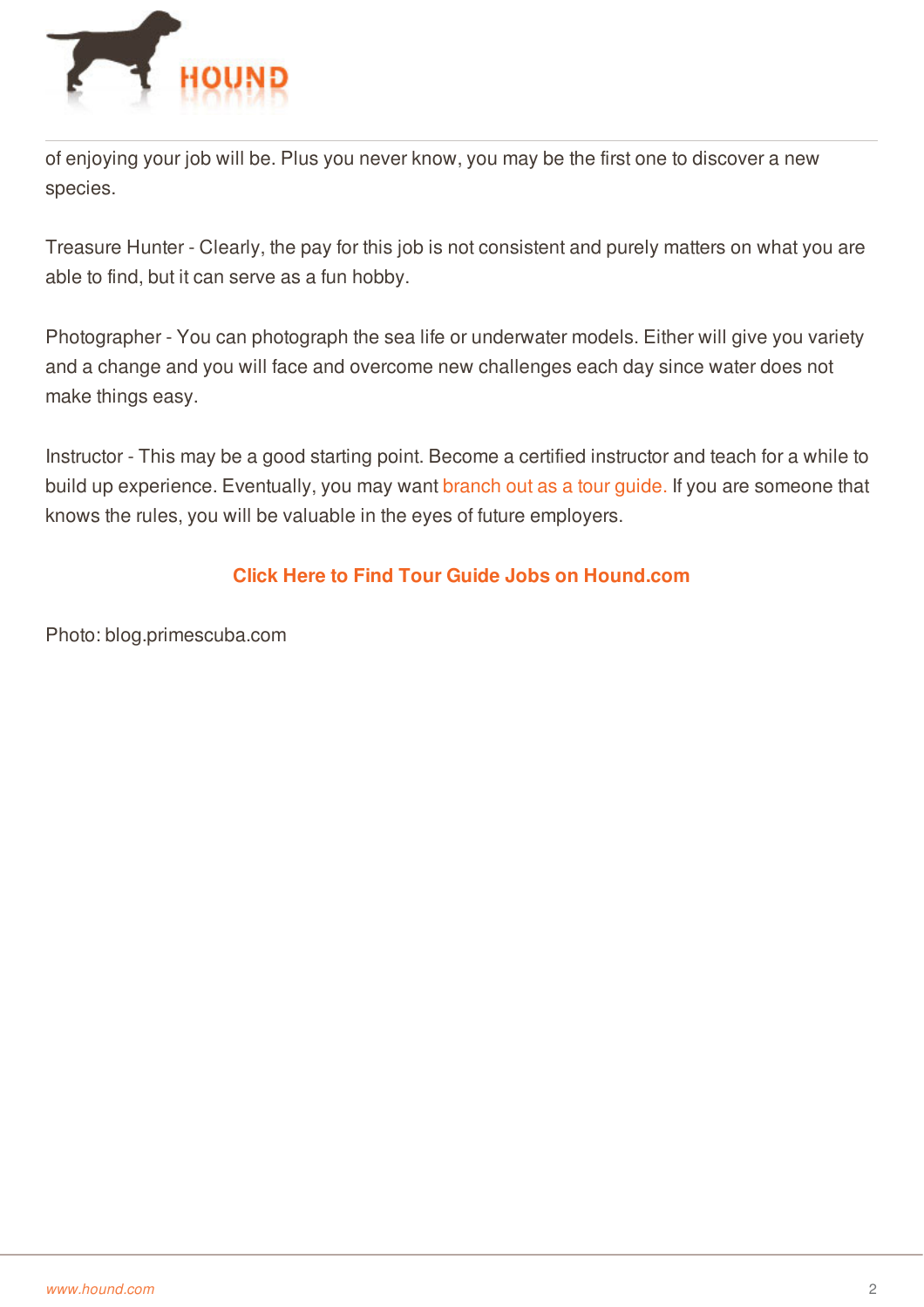of enjoying your job will be. Plus you never know, you may be the first one to discover a new species.

Treasure Hunter - Clearly, the pay for this job is not consistent and purely matters on what you are able to find, but it can serve as a fun hobby.

Photographer - You can photograph the sea life or underwater models. Either will give you variety and a change and you will face and overcome new challenges each day since water does not make things easy.

Instructor - This may be a good starting point. Become a certified instructor and teach for a while to build up experience. Eventually, you may want branch out as a tour guide. If you are someone that knows the rules, you will be valuable in the eyes of future employers.

**Click Here to Find Tour Guide Jobs on Hound.com**

Photo: blog.primescuba.com